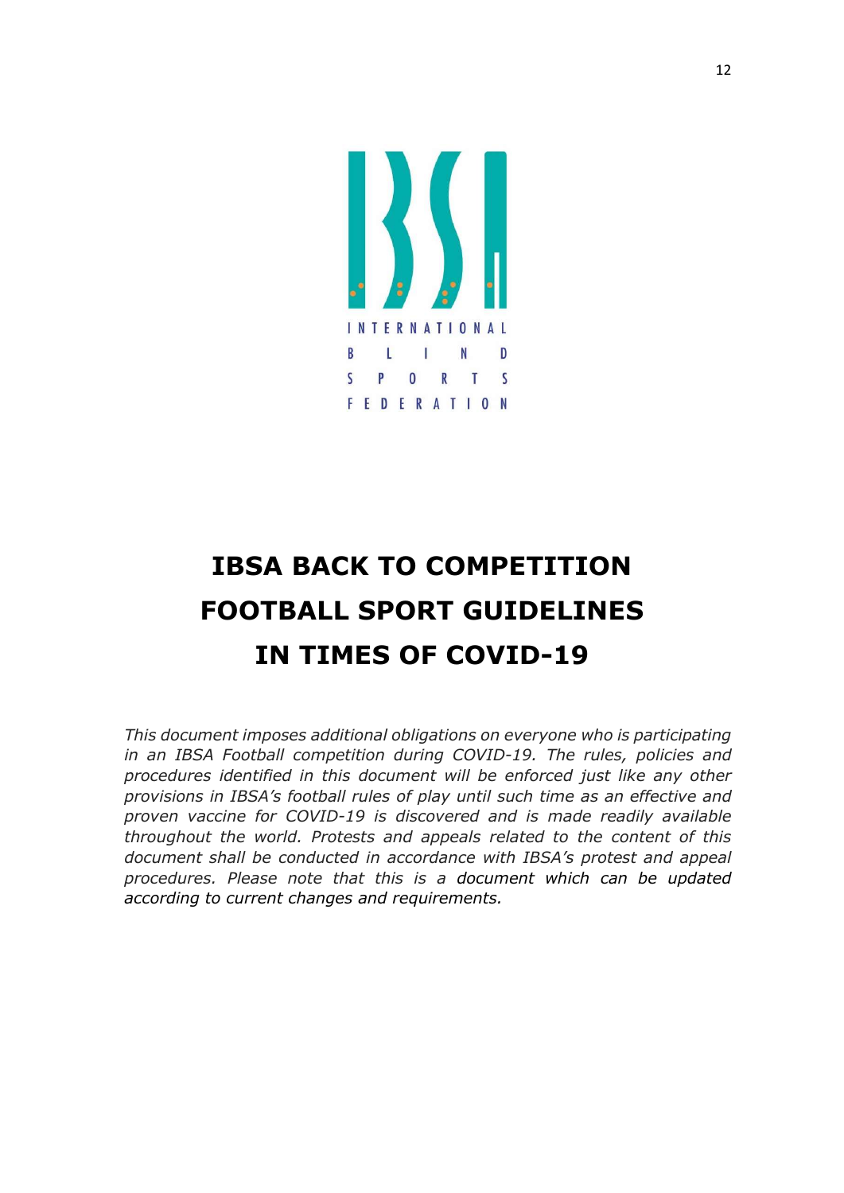INTERNATIONAL BLIND SPORTS FEDERATION

# IBSA BACK TO COMPETITION FOOTBALL SPORT GUIDELINES IN TIMES OF COVID-19

*This document imposes additional obligations on everyone who is participating in an IBSA Football competition during COVID-19. The rules, policies and procedures identified in this document will be enforced just like any other provisions in IBSA's football rules of play until such time as an effective and proven vaccine for COVID-19 is discovered and is made readily available throughout the world. Protests and appeals related to the content of this document shall be conducted in accordance with IBSA's protest and appeal procedures. Please note that this is a document which can be updated according to current changes and requirements.*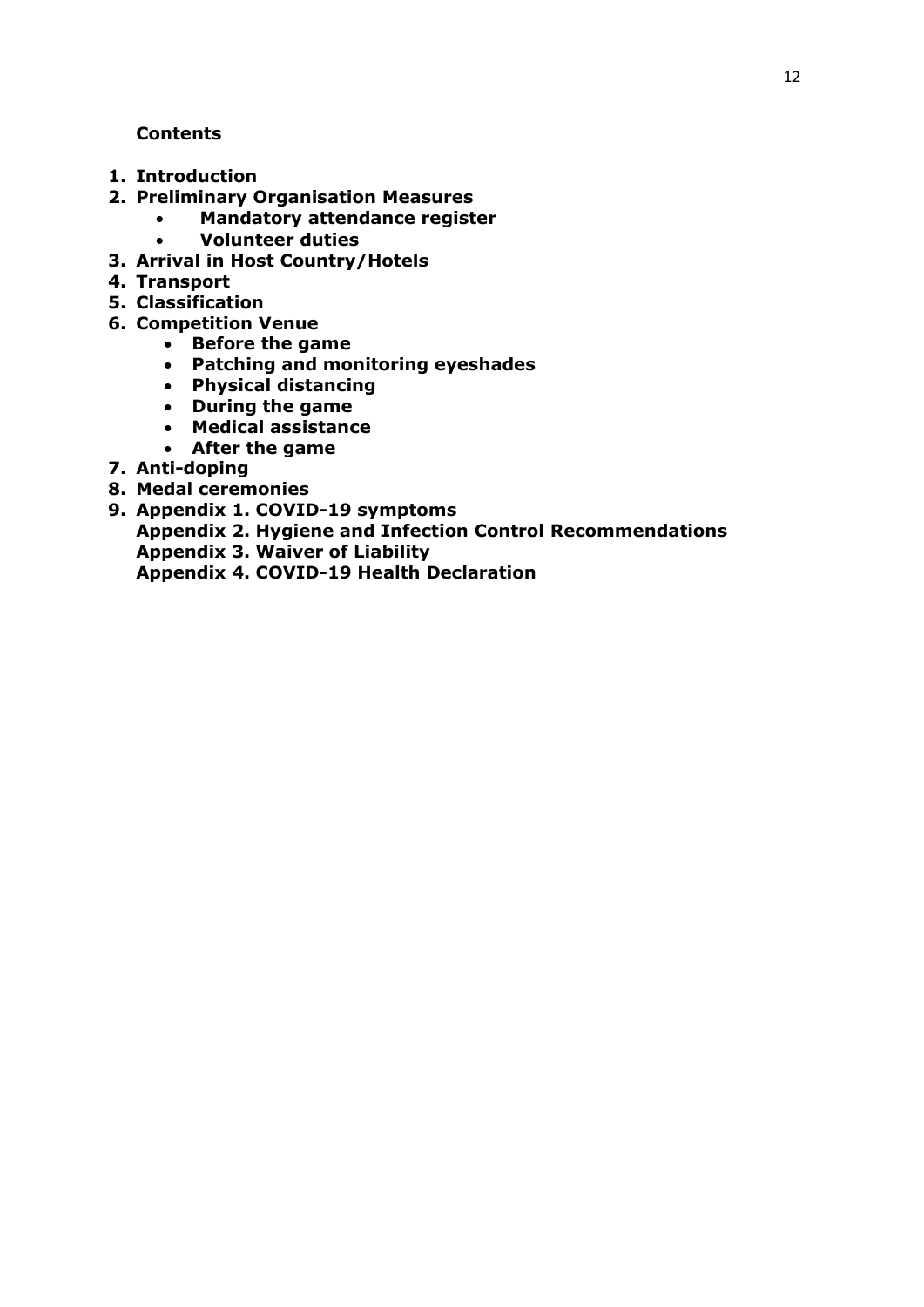**Contents**

1. **Introduction**
2. **Preliminary Organisation Measures**
   - **Mandatory attendance register**
   - **Volunteer duties**
3. **Arrival in Host Country/Hotels**
4. **Transport**
5. **Classification**
6. **Competition Venue**
   - **Before the game**
   - **Patching and monitoring eyeshades**
   - **Physical distancing**
   - **During the game**
   - **Medical assistance**
   - **After the game**
7. **Anti-doping**
8. **Medal ceremonies**
9. **Appendix 1. COVID-19 symptoms**
   **Appendix 2. Hygiene and Infection Control Recommendations**
   **Appendix 3. Waiver of Liability**
   **Appendix 4. COVID-19 Health Declaration**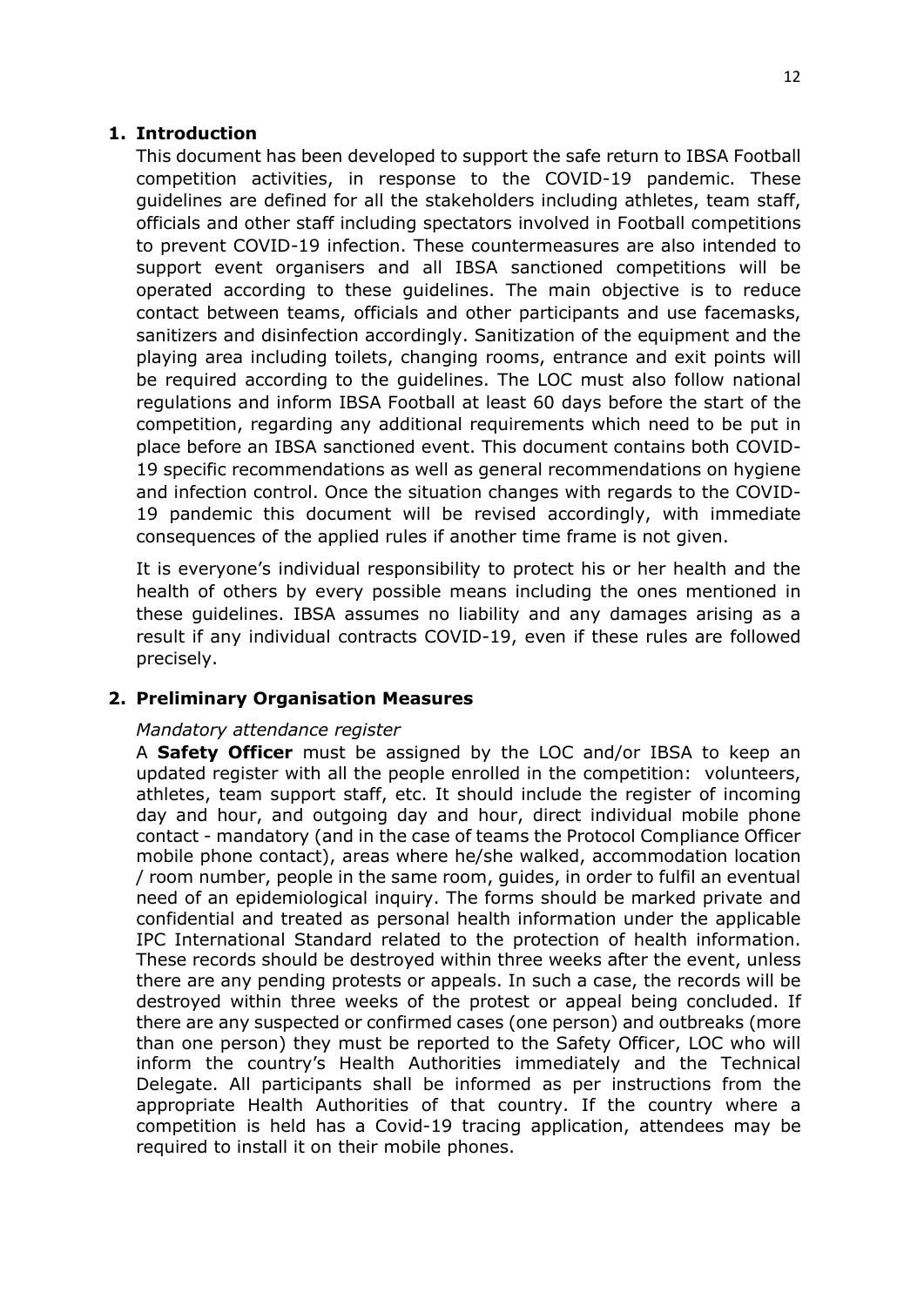## 1. Introduction

This document has been developed to support the safe return to IBSA Football competition activities, in response to the COVID-19 pandemic. These guidelines are defined for all the stakeholders including athletes, team staff, officials and other staff including spectators involved in Football competitions to prevent COVID-19 infection. These countermeasures are also intended to support event organisers and all IBSA sanctioned competitions will be operated according to these guidelines. The main objective is to reduce contact between teams, officials and other participants and use facemasks, sanitizers and disinfection accordingly. Sanitization of the equipment and the playing area including toilets, changing rooms, entrance and exit points will be required according to the guidelines. The LOC must also follow national regulations and inform IBSA Football at least 60 days before the start of the competition, regarding any additional requirements which need to be put in place before an IBSA sanctioned event. This document contains both COVID-19 specific recommendations as well as general recommendations on hygiene and infection control. Once the situation changes with regards to the COVID-19 pandemic this document will be revised accordingly, with immediate consequences of the applied rules if another time frame is not given.

It is everyone's individual responsibility to protect his or her health and the health of others by every possible means including the ones mentioned in these guidelines. IBSA assumes no liability and any damages arising as a result if any individual contracts COVID-19, even if these rules are followed precisely.

## 2. Preliminary Organisation Measures

*Mandatory attendance register*

A **Safety Officer** must be assigned by the LOC and/or IBSA to keep an updated register with all the people enrolled in the competition: volunteers, athletes, team support staff, etc. It should include the register of incoming day and hour, and outgoing day and hour, direct individual mobile phone contact - mandatory (and in the case of teams the Protocol Compliance Officer mobile phone contact), areas where he/she walked, accommodation location / room number, people in the same room, guides, in order to fulfil an eventual need of an epidemiological inquiry. The forms should be marked private and confidential and treated as personal health information under the applicable IPC International Standard related to the protection of health information. These records should be destroyed within three weeks after the event, unless there are any pending protests or appeals. In such a case, the records will be destroyed within three weeks of the protest or appeal being concluded. If there are any suspected or confirmed cases (one person) and outbreaks (more than one person) they must be reported to the Safety Officer, LOC who will inform the country's Health Authorities immediately and the Technical Delegate. All participants shall be informed as per instructions from the appropriate Health Authorities of that country. If the country where a competition is held has a Covid-19 tracing application, attendees may be required to install it on their mobile phones.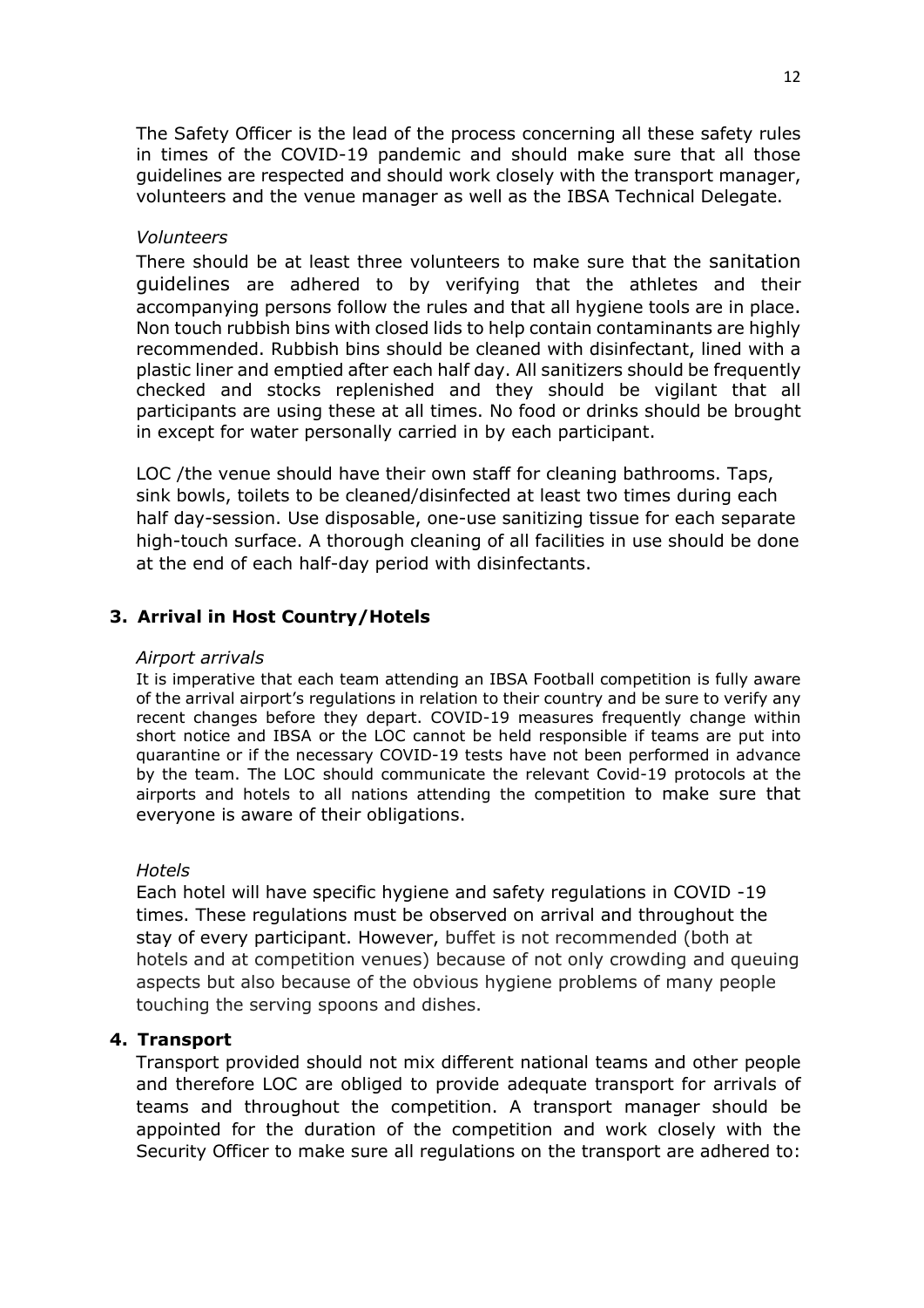The Safety Officer is the lead of the process concerning all these safety rules in times of the COVID-19 pandemic and should make sure that all those guidelines are respected and should work closely with the transport manager, volunteers and the venue manager as well as the IBSA Technical Delegate.

*Volunteers*

There should be at least three volunteers to make sure that the sanitation guidelines are adhered to by verifying that the athletes and their accompanying persons follow the rules and that all hygiene tools are in place. Non touch rubbish bins with closed lids to help contain contaminants are highly recommended. Rubbish bins should be cleaned with disinfectant, lined with a plastic liner and emptied after each half day. All sanitizers should be frequently checked and stocks replenished and they should be vigilant that all participants are using these at all times. No food or drinks should be brought in except for water personally carried in by each participant.

LOC /the venue should have their own staff for cleaning bathrooms. Taps, sink bowls, toilets to be cleaned/disinfected at least two times during each half day-session. Use disposable, one-use sanitizing tissue for each separate high-touch surface. A thorough cleaning of all facilities in use should be done at the end of each half-day period with disinfectants.

## 3. Arrival in Host Country/Hotels

*Airport arrivals*

It is imperative that each team attending an IBSA Football competition is fully aware of the arrival airport's regulations in relation to their country and be sure to verify any recent changes before they depart. COVID-19 measures frequently change within short notice and IBSA or the LOC cannot be held responsible if teams are put into quarantine or if the necessary COVID-19 tests have not been performed in advance by the team. The LOC should communicate the relevant Covid-19 protocols at the airports and hotels to all nations attending the competition to make sure that everyone is aware of their obligations.

*Hotels*

Each hotel will have specific hygiene and safety regulations in COVID -19 times. These regulations must be observed on arrival and throughout the stay of every participant. However, buffet is not recommended (both at hotels and at competition venues) because of not only crowding and queuing aspects but also because of the obvious hygiene problems of many people touching the serving spoons and dishes.

## 4. Transport

Transport provided should not mix different national teams and other people and therefore LOC are obliged to provide adequate transport for arrivals of teams and throughout the competition. A transport manager should be appointed for the duration of the competition and work closely with the Security Officer to make sure all regulations on the transport are adhered to: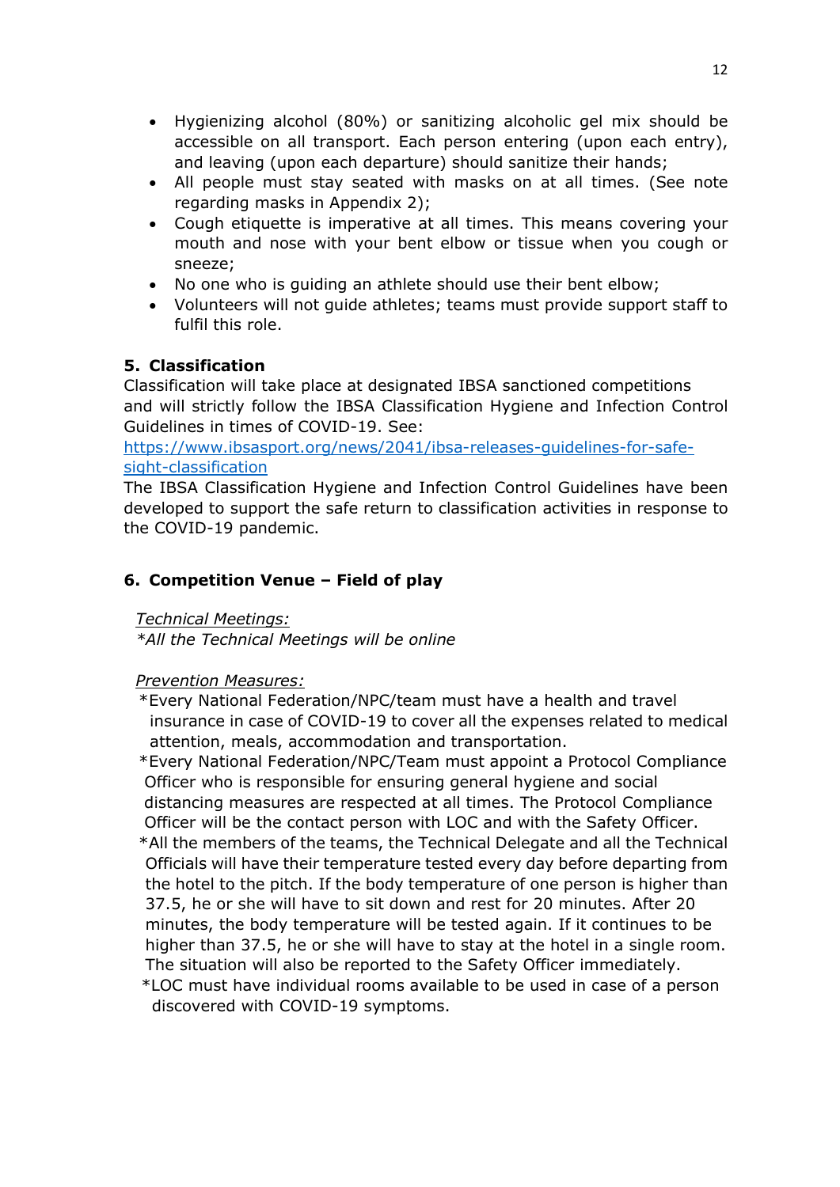- Hygienizing alcohol (80%) or sanitizing alcoholic gel mix should be accessible on all transport. Each person entering (upon each entry), and leaving (upon each departure) should sanitize their hands;
- All people must stay seated with masks on at all times. (See note regarding masks in Appendix 2);
- Cough etiquette is imperative at all times. This means covering your mouth and nose with your bent elbow or tissue when you cough or sneeze;
- No one who is guiding an athlete should use their bent elbow;
- Volunteers will not guide athletes; teams must provide support staff to fulfil this role.

## 5. Classification

Classification will take place at designated IBSA sanctioned competitions and will strictly follow the IBSA Classification Hygiene and Infection Control Guidelines in times of COVID-19. See: [https://www.ibsasport.org/news/2041/ibsa-releases-guidelines-for-safe-sight-classification](https://www.ibsasport.org/news/2041/ibsa-releases-guidelines-for-safe-sight-classification)

The IBSA Classification Hygiene and Infection Control Guidelines have been developed to support the safe return to classification activities in response to the COVID-19 pandemic.

## 6. Competition Venue – Field of play

Technical Meetings:

*All the Technical Meetings will be online*

Prevention Measures:

*Every National Federation/NPC/team must have a health and travel insurance in case of COVID-19 to cover all the expenses related to medical attention, meals, accommodation and transportation.

*Every National Federation/NPC/Team must appoint a Protocol Compliance Officer who is responsible for ensuring general hygiene and social distancing measures are respected at all times. The Protocol Compliance Officer will be the contact person with LOC and with the Safety Officer.

*All the members of the teams, the Technical Delegate and all the Technical Officials will have their temperature tested every day before departing from the hotel to the pitch. If the body temperature of one person is higher than 37.5, he or she will have to sit down and rest for 20 minutes. After 20 minutes, the body temperature will be tested again. If it continues to be higher than 37.5, he or she will have to stay at the hotel in a single room. The situation will also be reported to the Safety Officer immediately.

*LOC must have individual rooms available to be used in case of a person discovered with COVID-19 symptoms.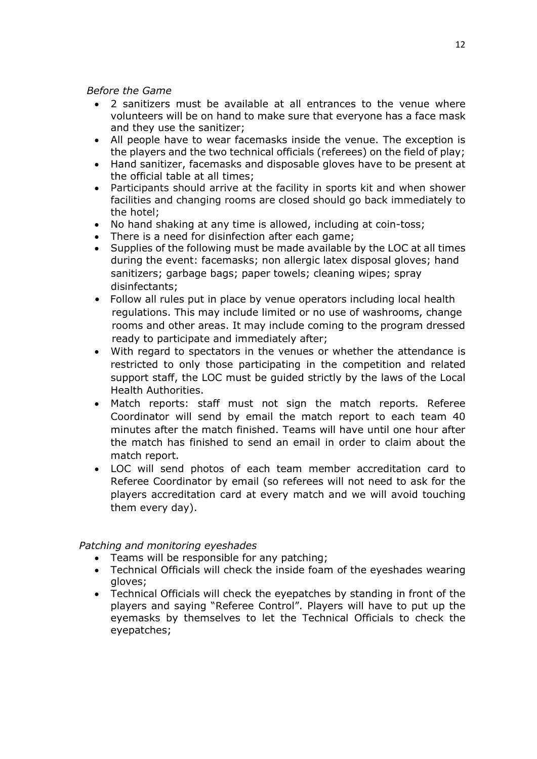*Before the Game*

- 2 sanitizers must be available at all entrances to the venue where volunteers will be on hand to make sure that everyone has a face mask and they use the sanitizer;
- All people have to wear facemasks inside the venue. The exception is the players and the two technical officials (referees) on the field of play;
- Hand sanitizer, facemasks and disposable gloves have to be present at the official table at all times;
- Participants should arrive at the facility in sports kit and when shower facilities and changing rooms are closed should go back immediately to the hotel;
- No hand shaking at any time is allowed, including at coin-toss;
- There is a need for disinfection after each game;
- Supplies of the following must be made available by the LOC at all times during the event: facemasks; non allergic latex disposal gloves; hand sanitizers; garbage bags; paper towels; cleaning wipes; spray disinfectants;
- Follow all rules put in place by venue operators including local health regulations. This may include limited or no use of washrooms, change rooms and other areas. It may include coming to the program dressed ready to participate and immediately after;
- With regard to spectators in the venues or whether the attendance is restricted to only those participating in the competition and related support staff, the LOC must be guided strictly by the laws of the Local Health Authorities.
- Match reports: staff must not sign the match reports. Referee Coordinator will send by email the match report to each team 40 minutes after the match finished. Teams will have until one hour after the match has finished to send an email in order to claim about the match report.
- LOC will send photos of each team member accreditation card to Referee Coordinator by email (so referees will not need to ask for the players accreditation card at every match and we will avoid touching them every day).

*Patching and monitoring eyeshades*

- Teams will be responsible for any patching;
- Technical Officials will check the inside foam of the eyeshades wearing gloves;
- Technical Officials will check the eyepatches by standing in front of the players and saying "Referee Control". Players will have to put up the eyemasks by themselves to let the Technical Officials to check the eyepatches;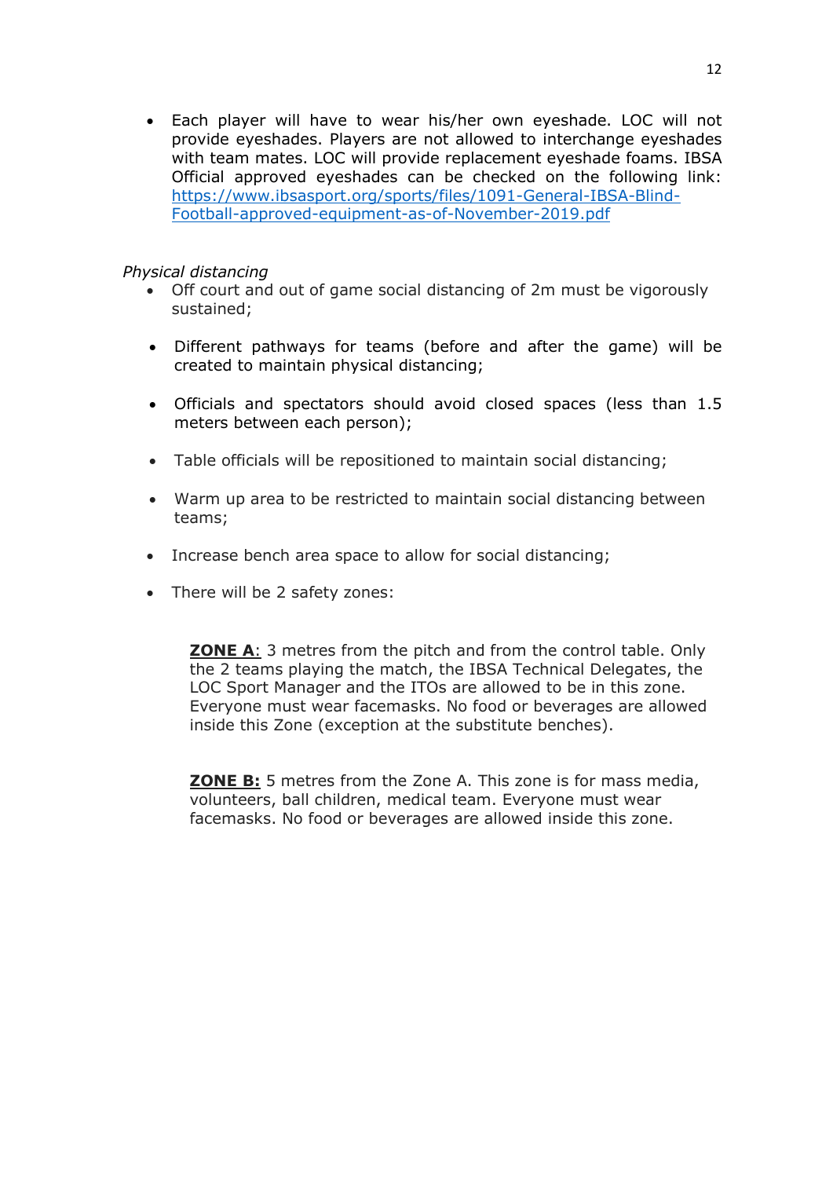- Each player will have to wear his/her own eyeshade. LOC will not provide eyeshades. Players are not allowed to interchange eyeshades with team mates. LOC will provide replacement eyeshade foams. IBSA Official approved eyeshades can be checked on the following link: [https://www.ibsasport.org/sports/files/1091-General-IBSA-Blind-Football-approved-equipment-as-of-November-2019.pdf](https://www.ibsasport.org/sports/files/1091-General-IBSA-Blind-Football-approved-equipment-as-of-November-2019.pdf)

*Physical distancing*

- Off court and out of game social distancing of 2m must be vigorously sustained;
- Different pathways for teams (before and after the game) will be created to maintain physical distancing;
- Officials and spectators should avoid closed spaces (less than 1.5 meters between each person);
- Table officials will be repositioned to maintain social distancing;
- Warm up area to be restricted to maintain social distancing between teams;
- Increase bench area space to allow for social distancing;
- There will be 2 safety zones:

**ZONE A**: 3 metres from the pitch and from the control table. Only the 2 teams playing the match, the IBSA Technical Delegates, the LOC Sport Manager and the ITOs are allowed to be in this zone. Everyone must wear facemasks. No food or beverages are allowed inside this Zone (exception at the substitute benches).

**ZONE B:** 5 metres from the Zone A. This zone is for mass media, volunteers, ball children, medical team. Everyone must wear facemasks. No food or beverages are allowed inside this zone.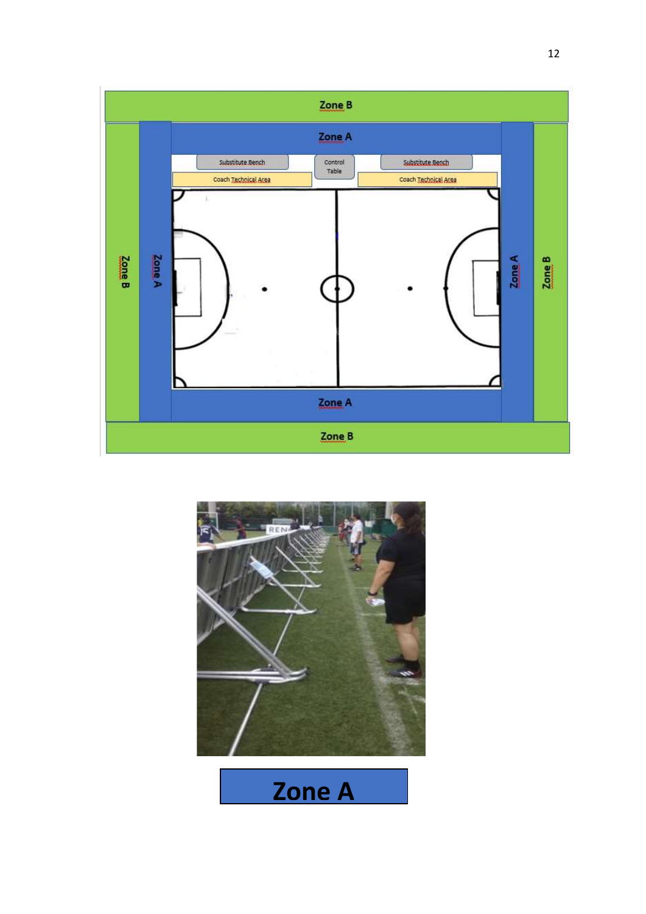Zone B

Zone A

Substitute Bench | Control Table | Substitute Bench

Coach Technical Area | Coach Technical Area

Zone B | Zone A | Zone A | Zone B

Zone A

Zone B

**Zone A**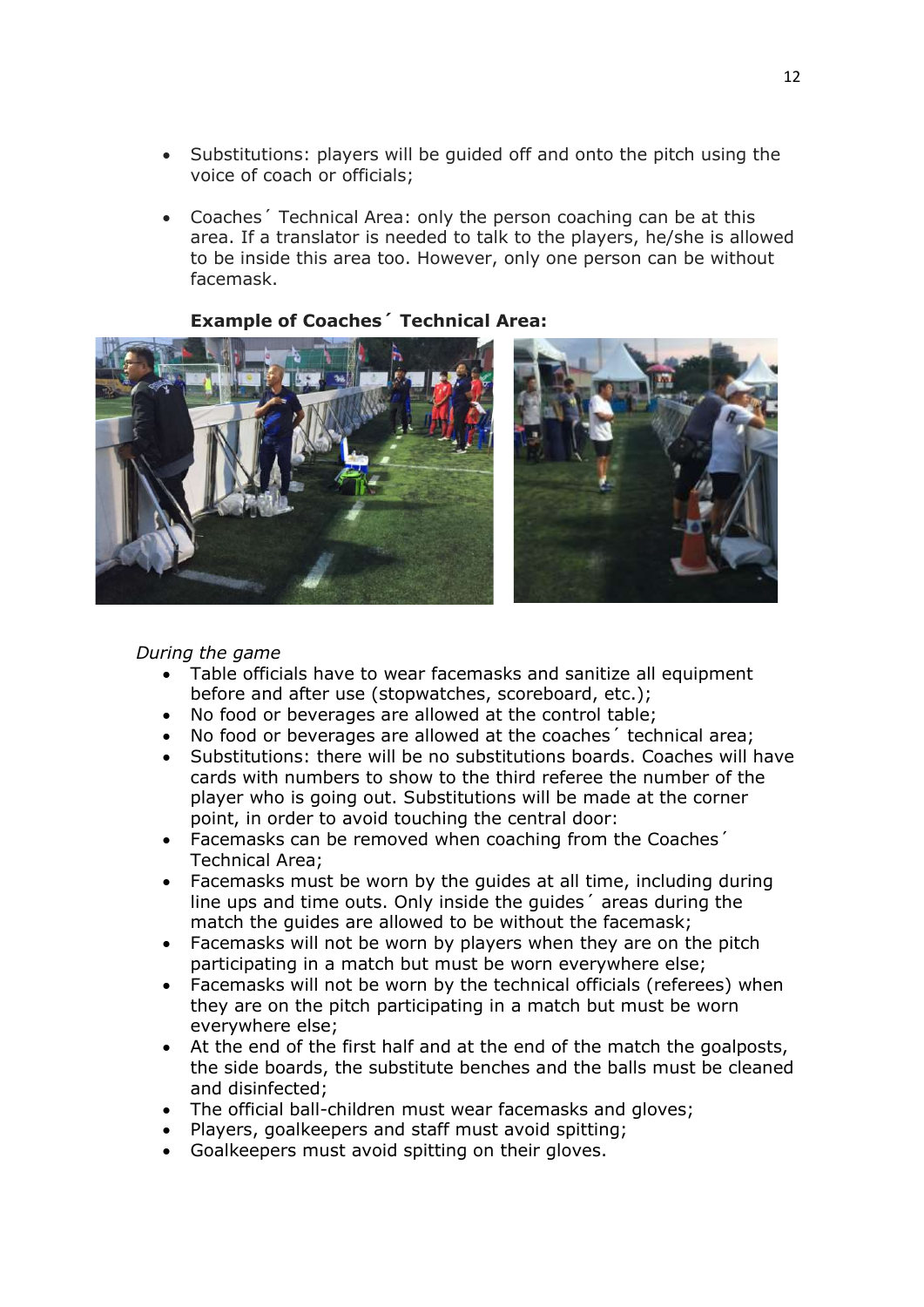- Substitutions: players will be guided off and onto the pitch using the voice of coach or officials;
- Coaches´ Technical Area: only the person coaching can be at this area. If a translator is needed to talk to the players, he/she is allowed to be inside this area too. However, only one person can be without facemask.

**Example of Coaches´ Technical Area:**

*During the game*

- Table officials have to wear facemasks and sanitize all equipment before and after use (stopwatches, scoreboard, etc.);
- No food or beverages are allowed at the control table;
- No food or beverages are allowed at the coaches´ technical area;
- Substitutions: there will be no substitutions boards. Coaches will have cards with numbers to show to the third referee the number of the player who is going out. Substitutions will be made at the corner point, in order to avoid touching the central door:
- Facemasks can be removed when coaching from the Coaches´ Technical Area;
- Facemasks must be worn by the guides at all time, including during line ups and time outs. Only inside the guides´ areas during the match the guides are allowed to be without the facemask;
- Facemasks will not be worn by players when they are on the pitch participating in a match but must be worn everywhere else;
- Facemasks will not be worn by the technical officials (referees) when they are on the pitch participating in a match but must be worn everywhere else;
- At the end of the first half and at the end of the match the goalposts, the side boards, the substitute benches and the balls must be cleaned and disinfected;
- The official ball-children must wear facemasks and gloves;
- Players, goalkeepers and staff must avoid spitting;
- Goalkeepers must avoid spitting on their gloves.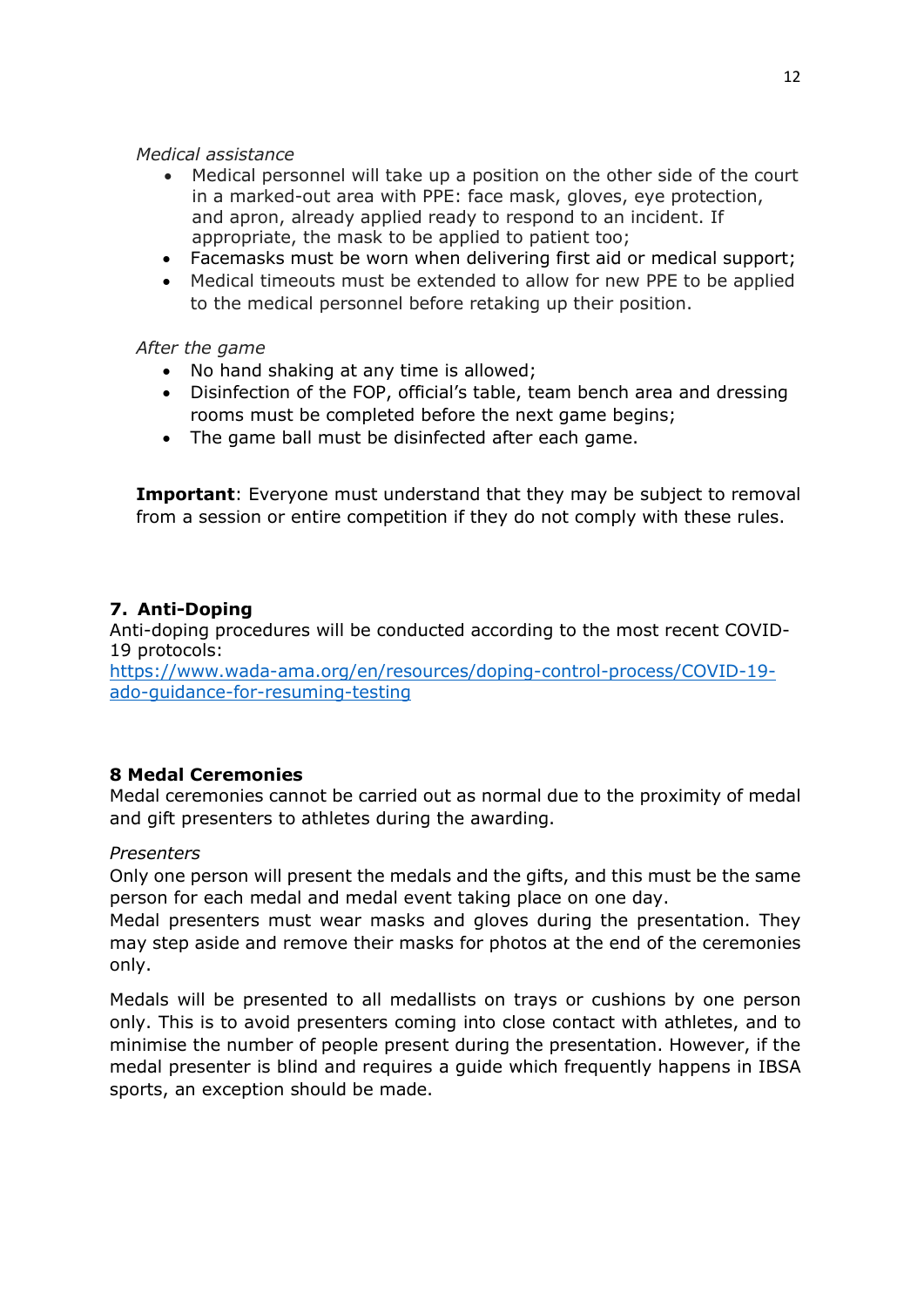*Medical assistance*

- Medical personnel will take up a position on the other side of the court in a marked-out area with PPE: face mask, gloves, eye protection, and apron, already applied ready to respond to an incident. If appropriate, the mask to be applied to patient too;
- Facemasks must be worn when delivering first aid or medical support;
- Medical timeouts must be extended to allow for new PPE to be applied to the medical personnel before retaking up their position.

*After the game*

- No hand shaking at any time is allowed;
- Disinfection of the FOP, official's table, team bench area and dressing rooms must be completed before the next game begins;
- The game ball must be disinfected after each game.

**Important**: Everyone must understand that they may be subject to removal from a session or entire competition if they do not comply with these rules.

## 7. Anti-Doping

Anti-doping procedures will be conducted according to the most recent COVID-19 protocols:
[https://www.wada-ama.org/en/resources/doping-control-process/COVID-19-ado-guidance-for-resuming-testing](https://www.wada-ama.org/en/resources/doping-control-process/COVID-19-ado-guidance-for-resuming-testing)

## 8 Medal Ceremonies

Medal ceremonies cannot be carried out as normal due to the proximity of medal and gift presenters to athletes during the awarding.

*Presenters*

Only one person will present the medals and the gifts, and this must be the same person for each medal and medal event taking place on one day.
Medal presenters must wear masks and gloves during the presentation. They may step aside and remove their masks for photos at the end of the ceremonies only.

Medals will be presented to all medallists on trays or cushions by one person only. This is to avoid presenters coming into close contact with athletes, and to minimise the number of people present during the presentation. However, if the medal presenter is blind and requires a guide which frequently happens in IBSA sports, an exception should be made.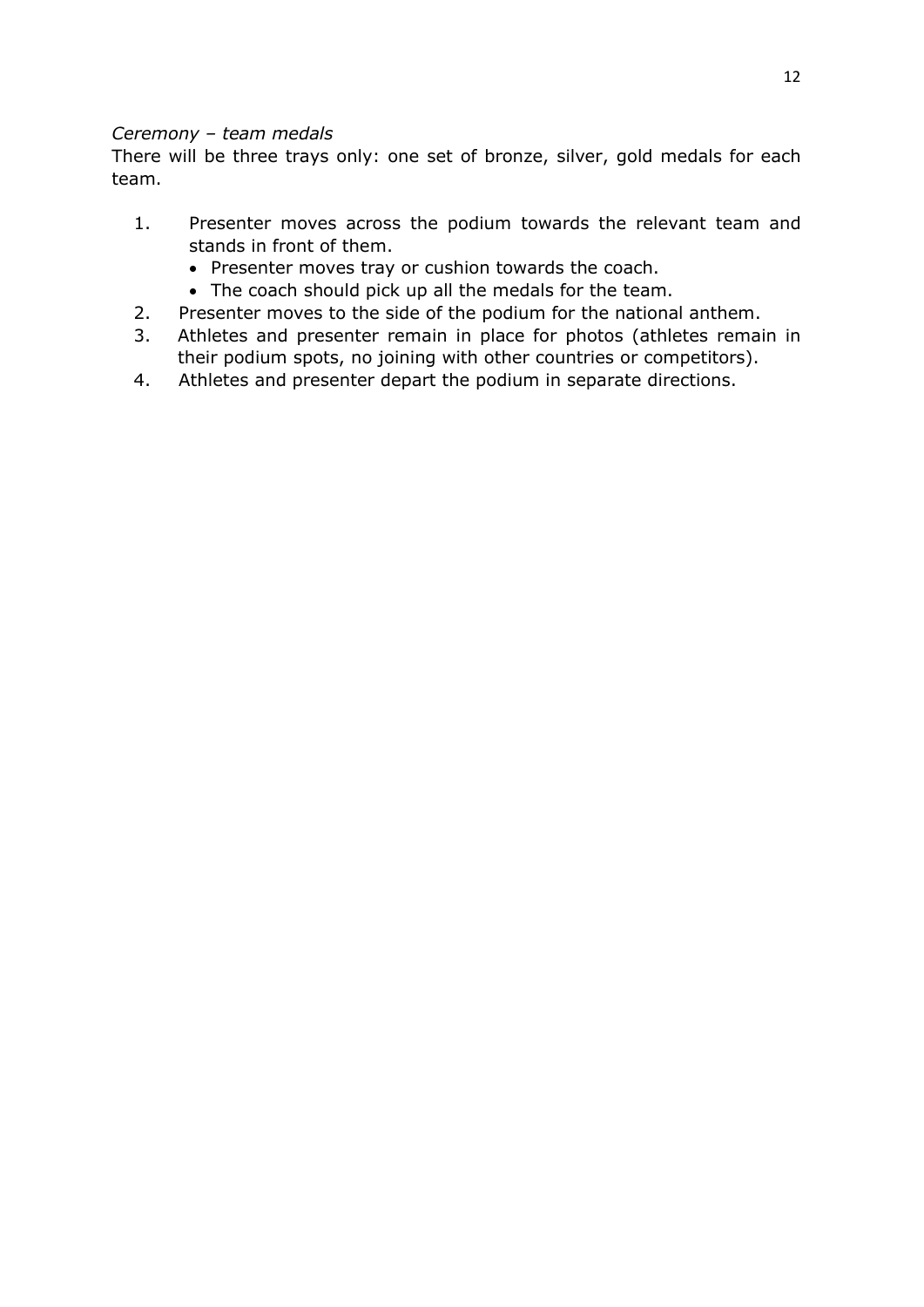*Ceremony – team medals*

There will be three trays only: one set of bronze, silver, gold medals for each team.

1. Presenter moves across the podium towards the relevant team and stands in front of them.
   - Presenter moves tray or cushion towards the coach.
   - The coach should pick up all the medals for the team.
2. Presenter moves to the side of the podium for the national anthem.
3. Athletes and presenter remain in place for photos (athletes remain in their podium spots, no joining with other countries or competitors).
4. Athletes and presenter depart the podium in separate directions.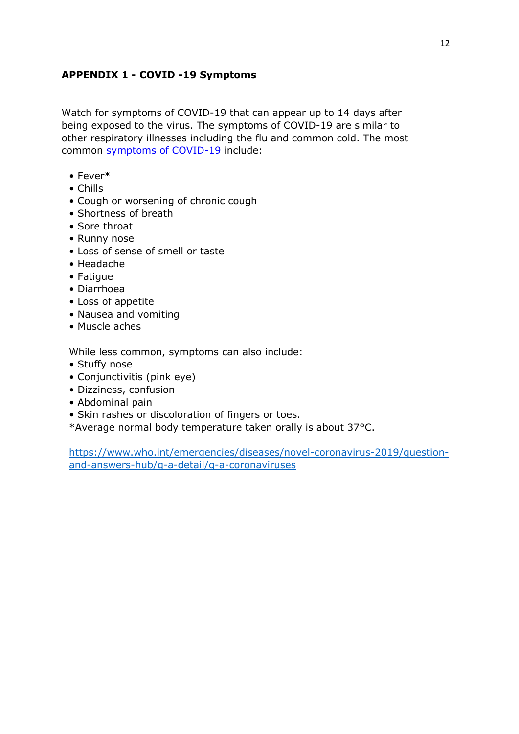**APPENDIX 1 - COVID -19 Symptoms**

Watch for symptoms of COVID-19 that can appear up to 14 days after being exposed to the virus. The symptoms of COVID-19 are similar to other respiratory illnesses including the flu and common cold. The most common symptoms of COVID-19 include:

- Fever*
- Chills
- Cough or worsening of chronic cough
- Shortness of breath
- Sore throat
- Runny nose
- Loss of sense of smell or taste
- Headache
- Fatigue
- Diarrhoea
- Loss of appetite
- Nausea and vomiting
- Muscle aches

While less common, symptoms can also include:

- Stuffy nose
- Conjunctivitis (pink eye)
- Dizziness, confusion
- Abdominal pain
- Skin rashes or discoloration of fingers or toes.

*Average normal body temperature taken orally is about 37°C.

https://www.who.int/emergencies/diseases/novel-coronavirus-2019/question-and-answers-hub/q-a-detail/q-a-coronaviruses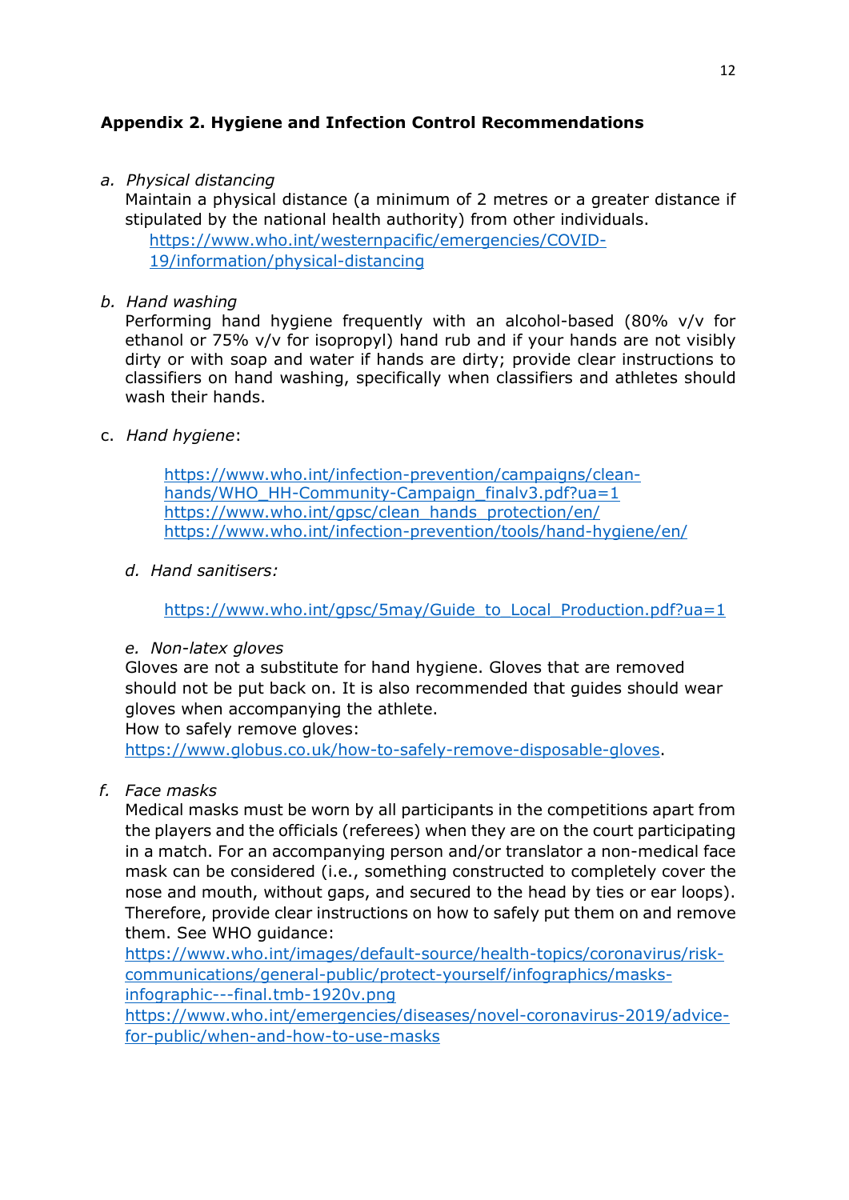## Appendix 2. Hygiene and Infection Control Recommendations

a. *Physical distancing*
   Maintain a physical distance (a minimum of 2 metres or a greater distance if stipulated by the national health authority) from other individuals.
   https://www.who.int/westernpacific/emergencies/COVID-19/information/physical-distancing

b. *Hand washing*
   Performing hand hygiene frequently with an alcohol-based (80% v/v for ethanol or 75% v/v for isopropyl) hand rub and if your hands are not visibly dirty or with soap and water if hands are dirty; provide clear instructions to classifiers on hand washing, specifically when classifiers and athletes should wash their hands.

c. *Hand hygiene*:

   https://www.who.int/infection-prevention/campaigns/clean-hands/WHO_HH-Community-Campaign_finalv3.pdf?ua=1
   https://www.who.int/gpsc/clean_hands_protection/en/
   https://www.who.int/infection-prevention/tools/hand-hygiene/en/

d. *Hand sanitisers:*

   https://www.who.int/gpsc/5may/Guide_to_Local_Production.pdf?ua=1

e. *Non-latex gloves*
   Gloves are not a substitute for hand hygiene. Gloves that are removed should not be put back on. It is also recommended that guides should wear gloves when accompanying the athlete.
   How to safely remove gloves:
   https://www.globus.co.uk/how-to-safely-remove-disposable-gloves.

f. *Face masks*
   Medical masks must be worn by all participants in the competitions apart from the players and the officials (referees) when they are on the court participating in a match. For an accompanying person and/or translator a non-medical face mask can be considered (i.e., something constructed to completely cover the nose and mouth, without gaps, and secured to the head by ties or ear loops). Therefore, provide clear instructions on how to safely put them on and remove them. See WHO guidance:
   https://www.who.int/images/default-source/health-topics/coronavirus/risk-communications/general-public/protect-yourself/infographics/masks-infographic---final.tmb-1920v.png
   https://www.who.int/emergencies/diseases/novel-coronavirus-2019/advice-for-public/when-and-how-to-use-masks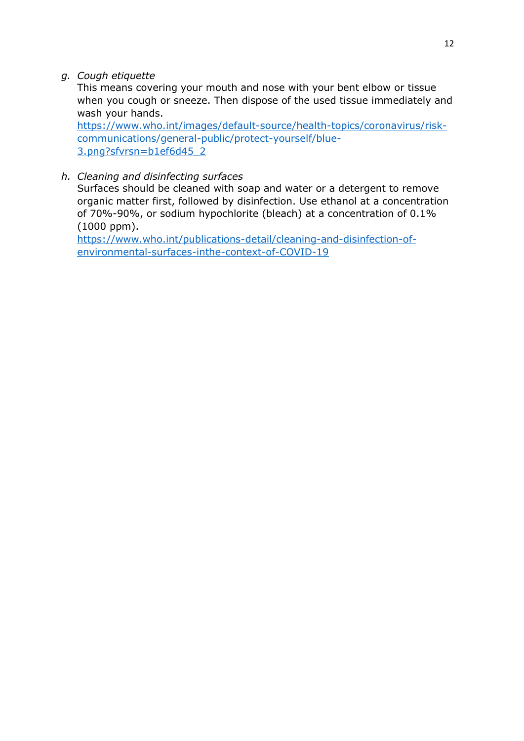g. *Cough etiquette*

   This means covering your mouth and nose with your bent elbow or tissue when you cough or sneeze. Then dispose of the used tissue immediately and wash your hands.

   https://www.who.int/images/default-source/health-topics/coronavirus/risk-communications/general-public/protect-yourself/blue-3.png?sfvrsn=b1ef6d45_2

h. *Cleaning and disinfecting surfaces*

   Surfaces should be cleaned with soap and water or a detergent to remove organic matter first, followed by disinfection. Use ethanol at a concentration of 70%-90%, or sodium hypochlorite (bleach) at a concentration of 0.1% (1000 ppm).

   https://www.who.int/publications-detail/cleaning-and-disinfection-of-environmental-surfaces-inthe-context-of-COVID-19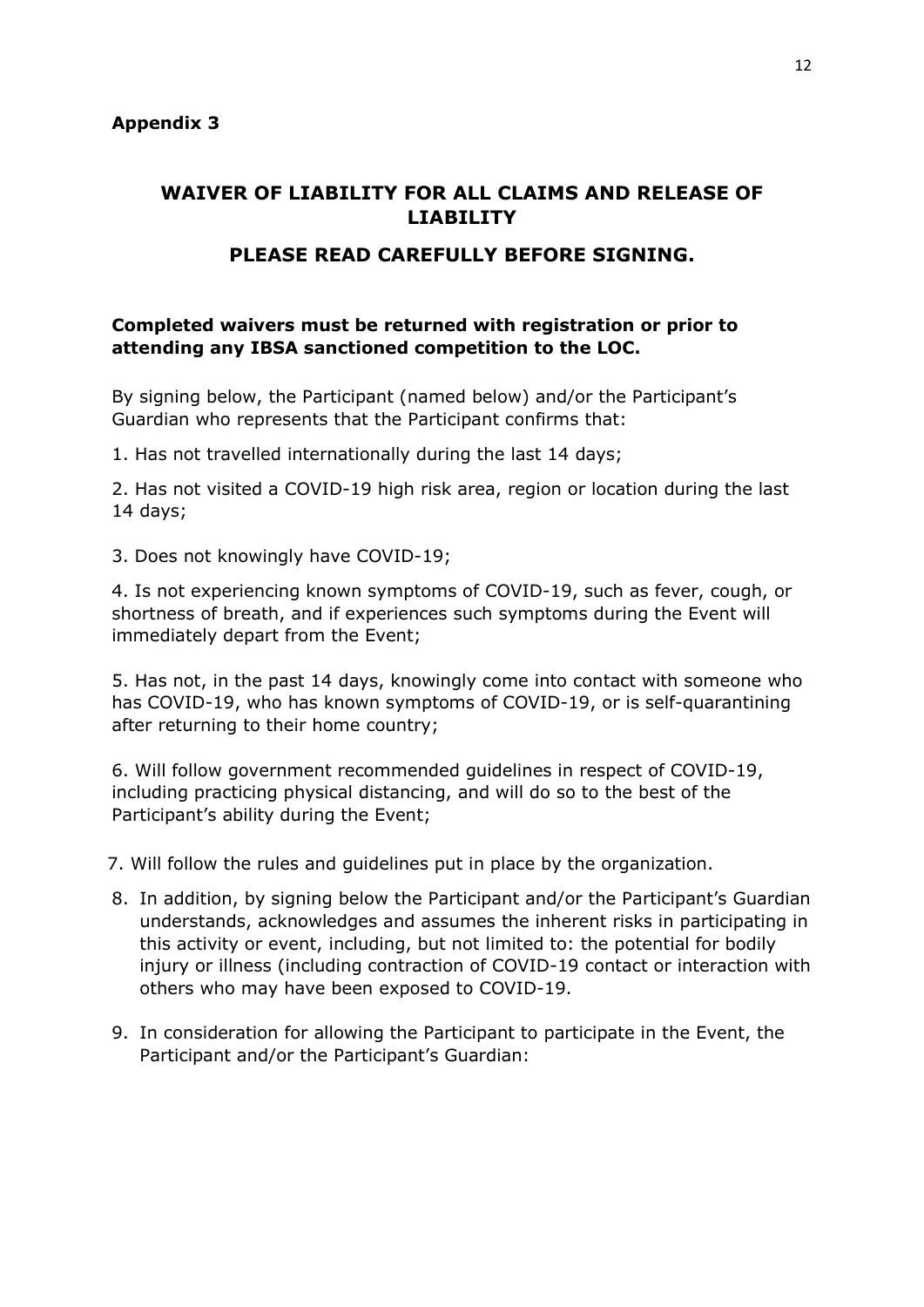**Appendix 3**

## WAIVER OF LIABILITY FOR ALL CLAIMS AND RELEASE OF LIABILITY

## PLEASE READ CAREFULLY BEFORE SIGNING.

**Completed waivers must be returned with registration or prior to attending any IBSA sanctioned competition to the LOC.**

By signing below, the Participant (named below) and/or the Participant's Guardian who represents that the Participant confirms that:

1. Has not travelled internationally during the last 14 days;

2. Has not visited a COVID-19 high risk area, region or location during the last 14 days;

3. Does not knowingly have COVID-19;

4. Is not experiencing known symptoms of COVID-19, such as fever, cough, or shortness of breath, and if experiences such symptoms during the Event will immediately depart from the Event;

5. Has not, in the past 14 days, knowingly come into contact with someone who has COVID-19, who has known symptoms of COVID-19, or is self-quarantining after returning to their home country;

6. Will follow government recommended guidelines in respect of COVID-19, including practicing physical distancing, and will do so to the best of the Participant's ability during the Event;

7. Will follow the rules and guidelines put in place by the organization.

8. In addition, by signing below the Participant and/or the Participant's Guardian understands, acknowledges and assumes the inherent risks in participating in this activity or event, including, but not limited to: the potential for bodily injury or illness (including contraction of COVID-19 contact or interaction with others who may have been exposed to COVID-19.

9. In consideration for allowing the Participant to participate in the Event, the Participant and/or the Participant's Guardian: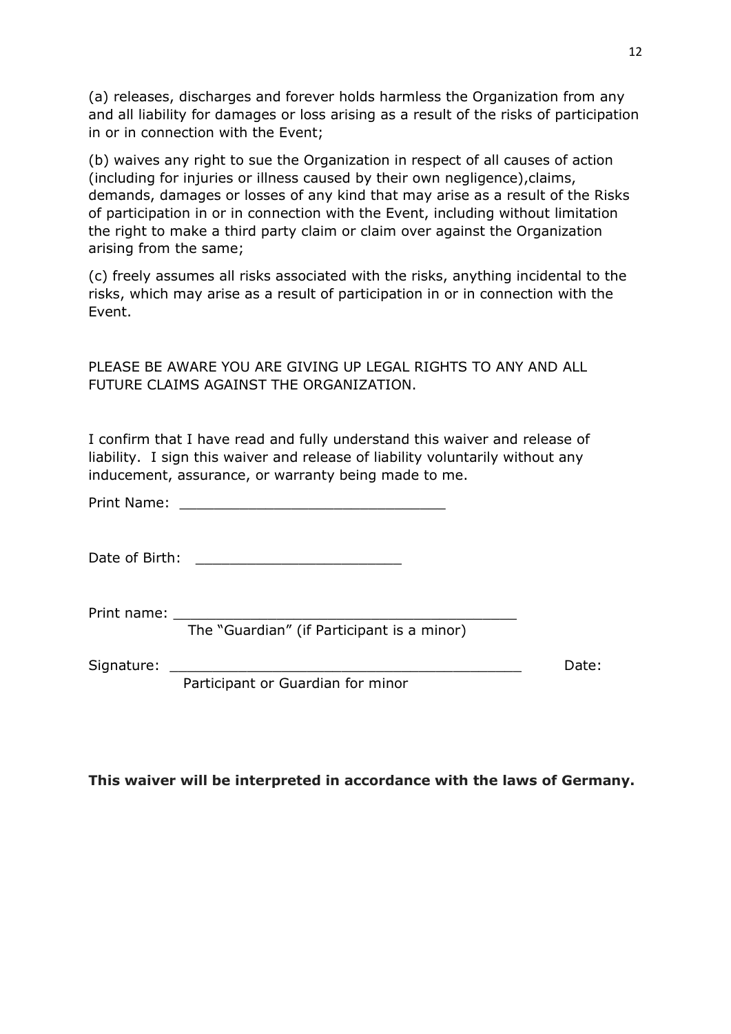(a) releases, discharges and forever holds harmless the Organization from any and all liability for damages or loss arising as a result of the risks of participation in or in connection with the Event;

(b) waives any right to sue the Organization in respect of all causes of action (including for injuries or illness caused by their own negligence),claims, demands, damages or losses of any kind that may arise as a result of the Risks of participation in or in connection with the Event, including without limitation the right to make a third party claim or claim over against the Organization arising from the same;

(c) freely assumes all risks associated with the risks, anything incidental to the risks, which may arise as a result of participation in or in connection with the Event.

PLEASE BE AWARE YOU ARE GIVING UP LEGAL RIGHTS TO ANY AND ALL FUTURE CLAIMS AGAINST THE ORGANIZATION.

I confirm that I have read and fully understand this waiver and release of liability. I sign this waiver and release of liability voluntarily without any inducement, assurance, or warranty being made to me.

Print Name: ______________________________

Date of Birth: ________________________

Print name: ________________________________________
The "Guardian" (if Participant is a minor)

Signature: __________________________________________ Date:
Participant or Guardian for minor

**This waiver will be interpreted in accordance with the laws of Germany.**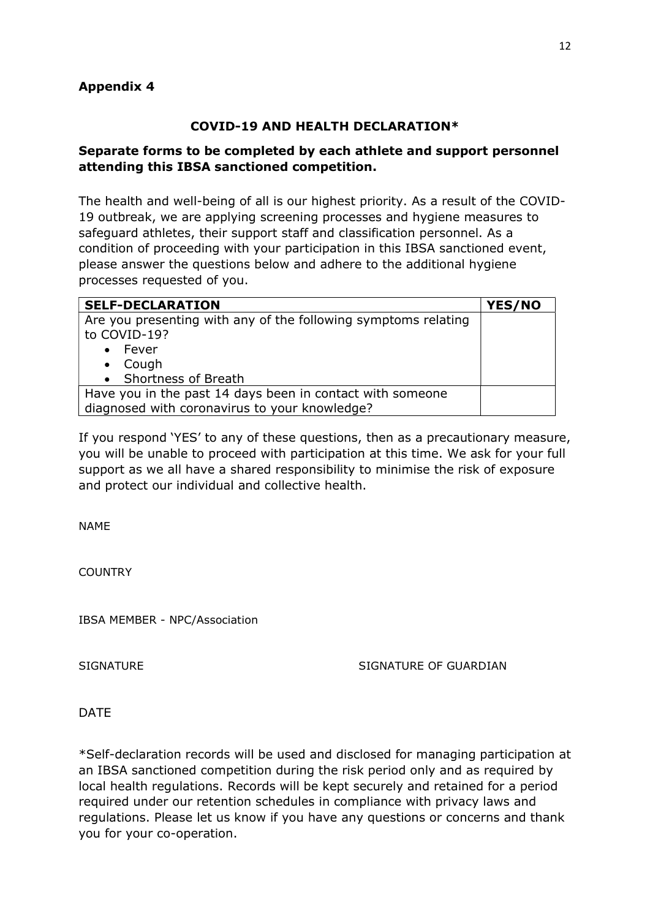**Appendix 4**

**COVID-19 AND HEALTH DECLARATION***

**Separate forms to be completed by each athlete and support personnel attending this IBSA sanctioned competition.**

The health and well-being of all is our highest priority. As a result of the COVID-19 outbreak, we are applying screening processes and hygiene measures to safeguard athletes, their support staff and classification personnel. As a condition of proceeding with your participation in this IBSA sanctioned event, please answer the questions below and adhere to the additional hygiene processes requested of you.

| **SELF-DECLARATION** | **YES/NO** |
|---|---|
| Are you presenting with any of the following symptoms relating to COVID-19?<br>• Fever<br>• Cough<br>• Shortness of Breath | |
| Have you in the past 14 days been in contact with someone diagnosed with coronavirus to your knowledge? | |

If you respond 'YES' to any of these questions, then as a precautionary measure, you will be unable to proceed with participation at this time. We ask for your full support as we all have a shared responsibility to minimise the risk of exposure and protect our individual and collective health.

NAME

COUNTRY

IBSA MEMBER - NPC/Association

SIGNATURE SIGNATURE OF GUARDIAN

DATE

*Self-declaration records will be used and disclosed for managing participation at an IBSA sanctioned competition during the risk period only and as required by local health regulations. Records will be kept securely and retained for a period required under our retention schedules in compliance with privacy laws and regulations. Please let us know if you have any questions or concerns and thank you for your co-operation.